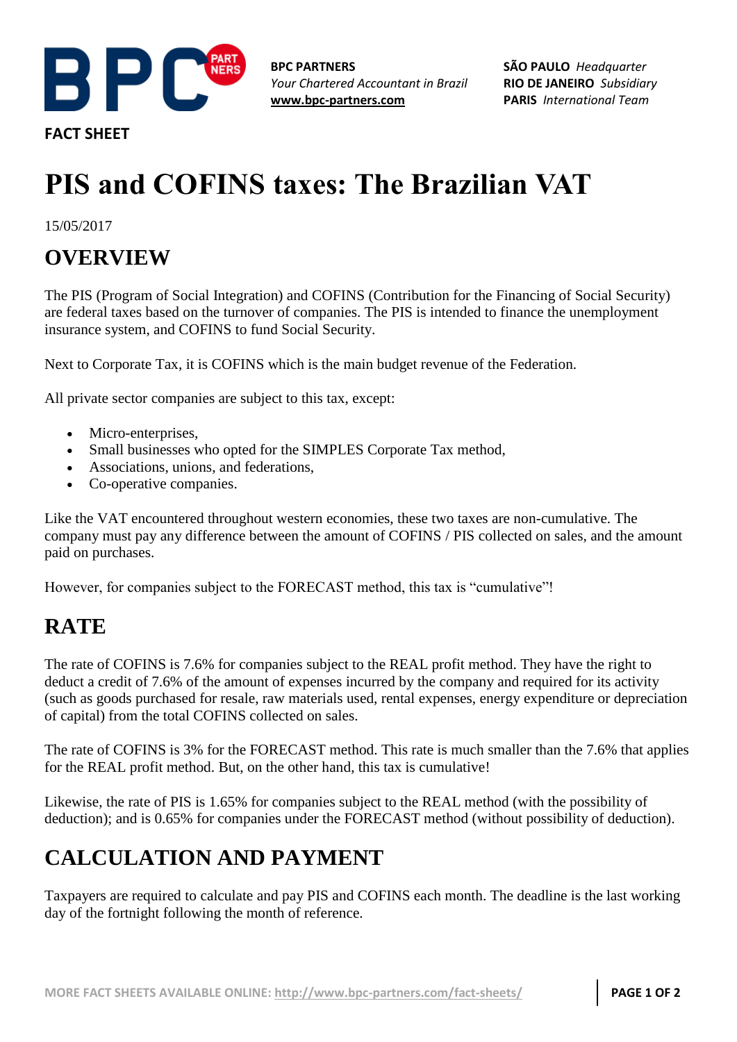BPC PARTNERS
*Your Chartered Accountant in Brazil*
www.bpc-partners.com

**SÃO PAULO** *Headquarter*
**RIO DE JANEIRO** *Subsidiary*
**PARIS** *International Team*

**FACT SHEET**

# PIS and COFINS taxes: The Brazilian VAT

15/05/2017

## OVERVIEW

The PIS (Program of Social Integration) and COFINS (Contribution for the Financing of Social Security) are federal taxes based on the turnover of companies. The PIS is intended to finance the unemployment insurance system, and COFINS to fund Social Security.

Next to Corporate Tax, it is COFINS which is the main budget revenue of the Federation.

All private sector companies are subject to this tax, except:

- Micro-enterprises,
- Small businesses who opted for the SIMPLES Corporate Tax method,
- Associations, unions, and federations,
- Co-operative companies.

Like the VAT encountered throughout western economies, these two taxes are non-cumulative. The company must pay any difference between the amount of COFINS / PIS collected on sales, and the amount paid on purchases.

However, for companies subject to the FORECAST method, this tax is "cumulative"!

## RATE

The rate of COFINS is 7.6% for companies subject to the REAL profit method. They have the right to deduct a credit of 7.6% of the amount of expenses incurred by the company and required for its activity (such as goods purchased for resale, raw materials used, rental expenses, energy expenditure or depreciation of capital) from the total COFINS collected on sales.

The rate of COFINS is 3% for the FORECAST method. This rate is much smaller than the 7.6% that applies for the REAL profit method. But, on the other hand, this tax is cumulative!

Likewise, the rate of PIS is 1.65% for companies subject to the REAL method (with the possibility of deduction); and is 0.65% for companies under the FORECAST method (without possibility of deduction).

## CALCULATION AND PAYMENT

Taxpayers are required to calculate and pay PIS and COFINS each month. The deadline is the last working day of the fortnight following the month of reference.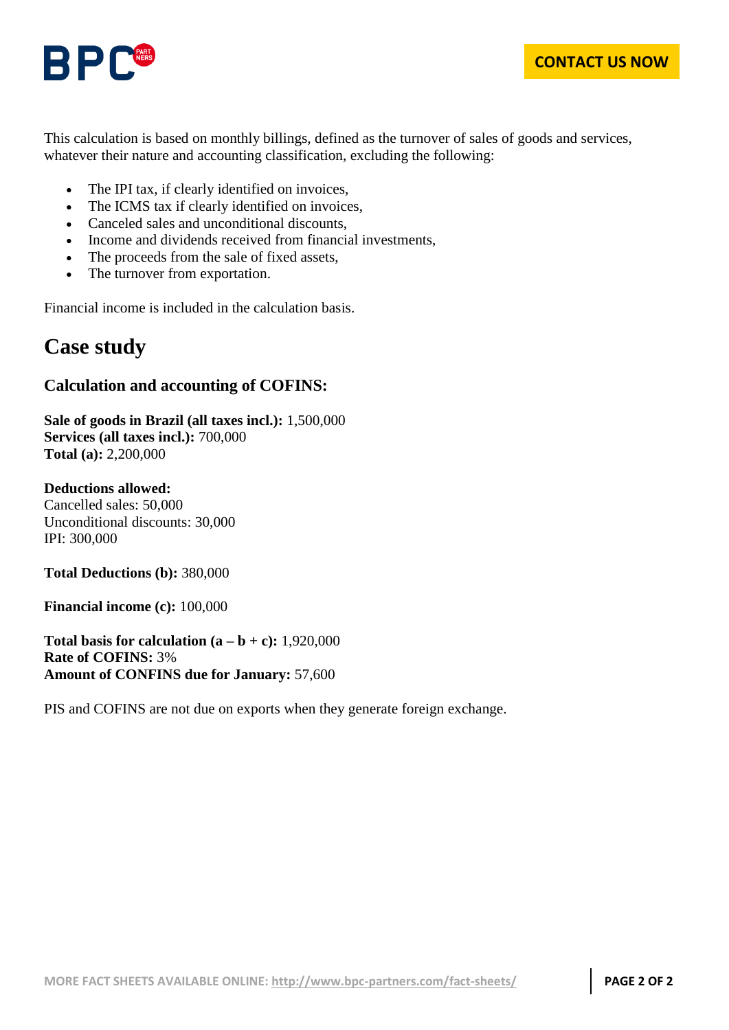This calculation is based on monthly billings, defined as the turnover of sales of goods and services, whatever their nature and accounting classification, excluding the following:

- The IPI tax, if clearly identified on invoices,
- The ICMS tax if clearly identified on invoices,
- Canceled sales and unconditional discounts,
- Income and dividends received from financial investments,
- The proceeds from the sale of fixed assets,
- The turnover from exportation.

Financial income is included in the calculation basis.

# Case study

## Calculation and accounting of COFINS:

**Sale of goods in Brazil (all taxes incl.):** 1,500,000
**Services (all taxes incl.):** 700,000
**Total (a):** 2,200,000

**Deductions allowed:**
Cancelled sales: 50,000
Unconditional discounts: 30,000
IPI: 300,000

**Total Deductions (b):** 380,000

**Financial income (c):** 100,000

**Total basis for calculation (a – b + c):** 1,920,000
**Rate of COFINS:** 3%
**Amount of CONFINS due for January:** 57,600

PIS and COFINS are not due on exports when they generate foreign exchange.